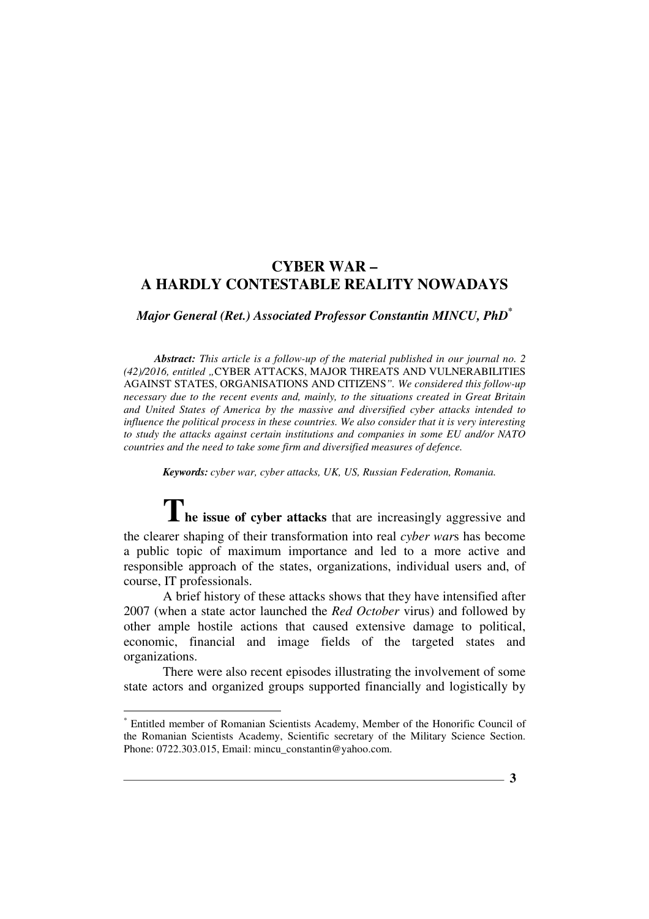# CYBER WAR – A HARDLY CONTESTABLE REALITY NOWADAYS

***Major General (Ret.) Associated Professor Constantin MINCU, PhD*** [*]

***Abstract:*** *This article is a follow-up of the material published in our journal no. 2 (42)/2016, entitled „*CYBER ATTACKS, MAJOR THREATS AND VULNERABILITIES AGAINST STATES, ORGANISATIONS AND CITIZENS*". We considered this follow-up necessary due to the recent events and, mainly, to the situations created in Great Britain and United States of America by the massive and diversified cyber attacks intended to influence the political process in these countries. We also consider that it is very interesting to study the attacks against certain institutions and companies in some EU and/or NATO countries and the need to take some firm and diversified measures of defence.*

***Keywords:*** *cyber war, cyber attacks, UK, US, Russian Federation, Romania.*

**The issue of cyber attacks** that are increasingly aggressive and the clearer shaping of their transformation into real *cyber war*s has become a public topic of maximum importance and led to a more active and responsible approach of the states, organizations, individual users and, of course, IT professionals.

A brief history of these attacks shows that they have intensified after 2007 (when a state actor launched the *Red October* virus) and followed by other ample hostile actions that caused extensive damage to political, economic, financial and image fields of the targeted states and organizations.

There were also recent episodes illustrating the involvement of some state actors and organized groups supported financially and logistically by

[*] Entitled member of Romanian Scientists Academy, Member of the Honorific Council of the Romanian Scientists Academy, Scientific secretary of the Military Science Section. Phone: 0722.303.015, Email: mincu_constantin@yahoo.com.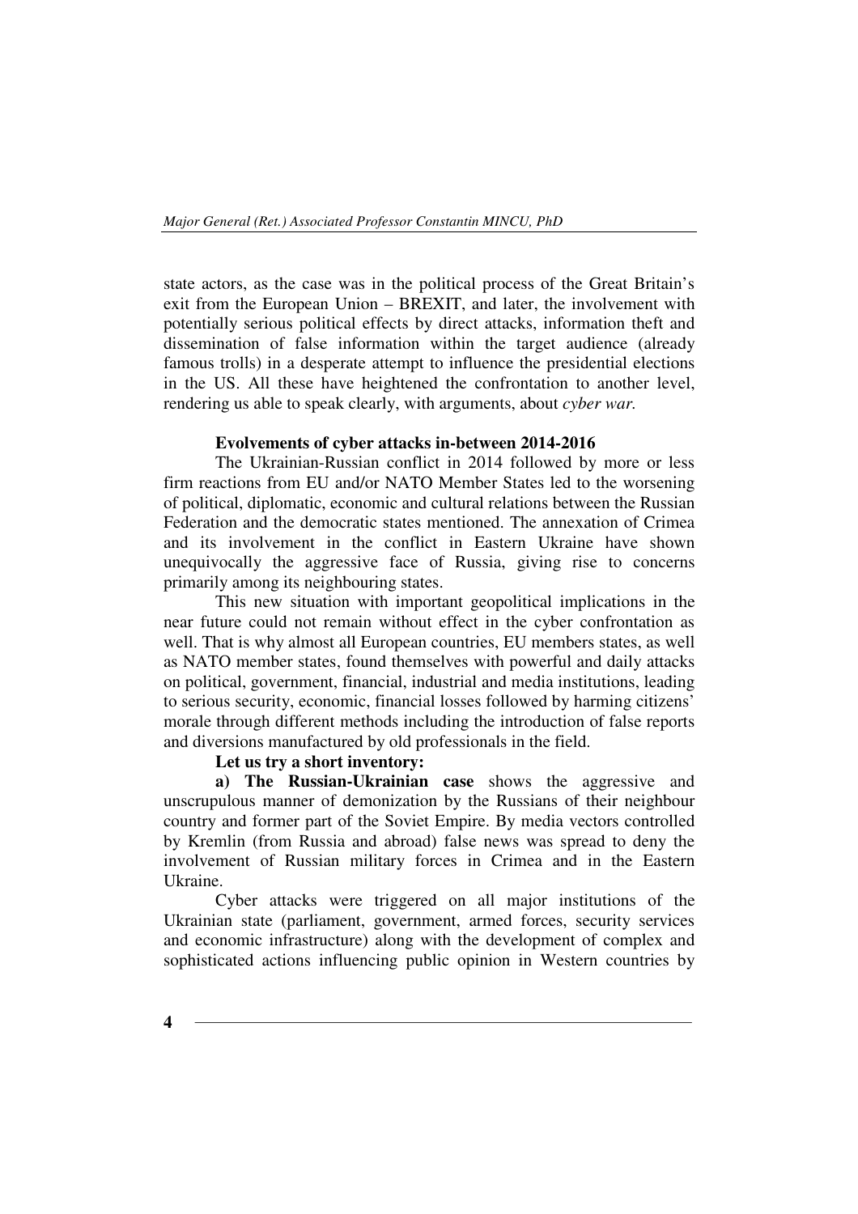state actors, as the case was in the political process of the Great Britain's exit from the European Union – BREXIT, and later, the involvement with potentially serious political effects by direct attacks, information theft and dissemination of false information within the target audience (already famous trolls) in a desperate attempt to influence the presidential elections in the US. All these have heightened the confrontation to another level, rendering us able to speak clearly, with arguments, about *cyber war.*

**Evolvements of cyber attacks in-between 2014-2016**

The Ukrainian-Russian conflict in 2014 followed by more or less firm reactions from EU and/or NATO Member States led to the worsening of political, diplomatic, economic and cultural relations between the Russian Federation and the democratic states mentioned. The annexation of Crimea and its involvement in the conflict in Eastern Ukraine have shown unequivocally the aggressive face of Russia, giving rise to concerns primarily among its neighbouring states.

This new situation with important geopolitical implications in the near future could not remain without effect in the cyber confrontation as well. That is why almost all European countries, EU members states, as well as NATO member states, found themselves with powerful and daily attacks on political, government, financial, industrial and media institutions, leading to serious security, economic, financial losses followed by harming citizens' morale through different methods including the introduction of false reports and diversions manufactured by old professionals in the field.

**Let us try a short inventory:**

**a) The Russian-Ukrainian case** shows the aggressive and unscrupulous manner of demonization by the Russians of their neighbour country and former part of the Soviet Empire. By media vectors controlled by Kremlin (from Russia and abroad) false news was spread to deny the involvement of Russian military forces in Crimea and in the Eastern Ukraine.

Cyber attacks were triggered on all major institutions of the Ukrainian state (parliament, government, armed forces, security services and economic infrastructure) along with the development of complex and sophisticated actions influencing public opinion in Western countries by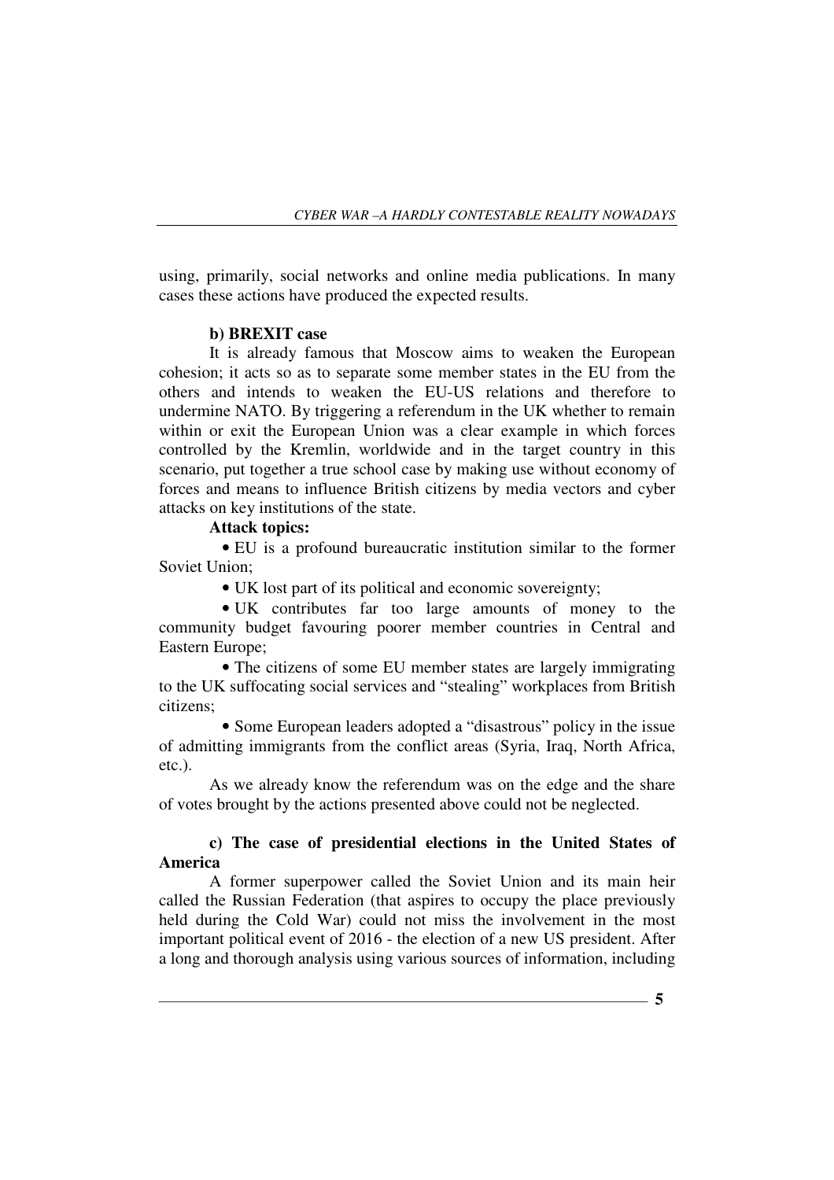using, primarily, social networks and online media publications. In many cases these actions have produced the expected results.

**b) BREXIT case**

It is already famous that Moscow aims to weaken the European cohesion; it acts so as to separate some member states in the EU from the others and intends to weaken the EU-US relations and therefore to undermine NATO. By triggering a referendum in the UK whether to remain within or exit the European Union was a clear example in which forces controlled by the Kremlin, worldwide and in the target country in this scenario, put together a true school case by making use without economy of forces and means to influence British citizens by media vectors and cyber attacks on key institutions of the state.

**Attack topics:**

- EU is a profound bureaucratic institution similar to the former Soviet Union;
- UK lost part of its political and economic sovereignty;
- UK contributes far too large amounts of money to the community budget favouring poorer member countries in Central and Eastern Europe;
- The citizens of some EU member states are largely immigrating to the UK suffocating social services and "stealing" workplaces from British citizens;
- Some European leaders adopted a "disastrous" policy in the issue of admitting immigrants from the conflict areas (Syria, Iraq, North Africa, etc.).

As we already know the referendum was on the edge and the share of votes brought by the actions presented above could not be neglected.

**c) The case of presidential elections in the United States of America**

A former superpower called the Soviet Union and its main heir called the Russian Federation (that aspires to occupy the place previously held during the Cold War) could not miss the involvement in the most important political event of 2016 - the election of a new US president. After a long and thorough analysis using various sources of information, including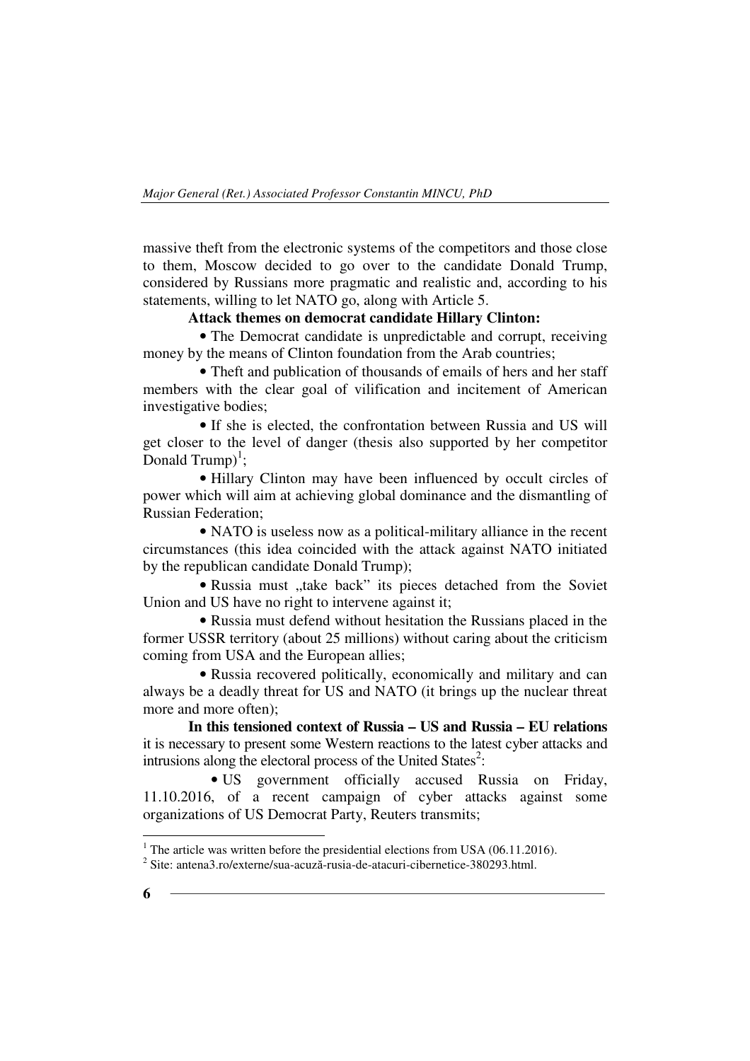massive theft from the electronic systems of the competitors and those close to them, Moscow decided to go over to the candidate Donald Trump, considered by Russians more pragmatic and realistic and, according to his statements, willing to let NATO go, along with Article 5.

**Attack themes on democrat candidate Hillary Clinton:**

- The Democrat candidate is unpredictable and corrupt, receiving money by the means of Clinton foundation from the Arab countries;
- Theft and publication of thousands of emails of hers and her staff members with the clear goal of vilification and incitement of American investigative bodies;
- If she is elected, the confrontation between Russia and US will get closer to the level of danger (thesis also supported by her competitor Donald Trump)[1];
- Hillary Clinton may have been influenced by occult circles of power which will aim at achieving global dominance and the dismantling of Russian Federation;
- NATO is useless now as a political-military alliance in the recent circumstances (this idea coincided with the attack against NATO initiated by the republican candidate Donald Trump);
- Russia must „take back" its pieces detached from the Soviet Union and US have no right to intervene against it;
- Russia must defend without hesitation the Russians placed in the former USSR territory (about 25 millions) without caring about the criticism coming from USA and the European allies;
- Russia recovered politically, economically and military and can always be a deadly threat for US and NATO (it brings up the nuclear threat more and more often);

**In this tensioned context of Russia – US and Russia – EU relations** it is necessary to present some Western reactions to the latest cyber attacks and intrusions along the electoral process of the United States[2]:

- US government officially accused Russia on Friday, 11.10.2016, of a recent campaign of cyber attacks against some organizations of US Democrat Party, Reuters transmits;

---

[1] The article was written before the presidential elections from USA (06.11.2016).

[2] Site: antena3.ro/externe/sua-acuză-rusia-de-atacuri-cibernetice-380293.html.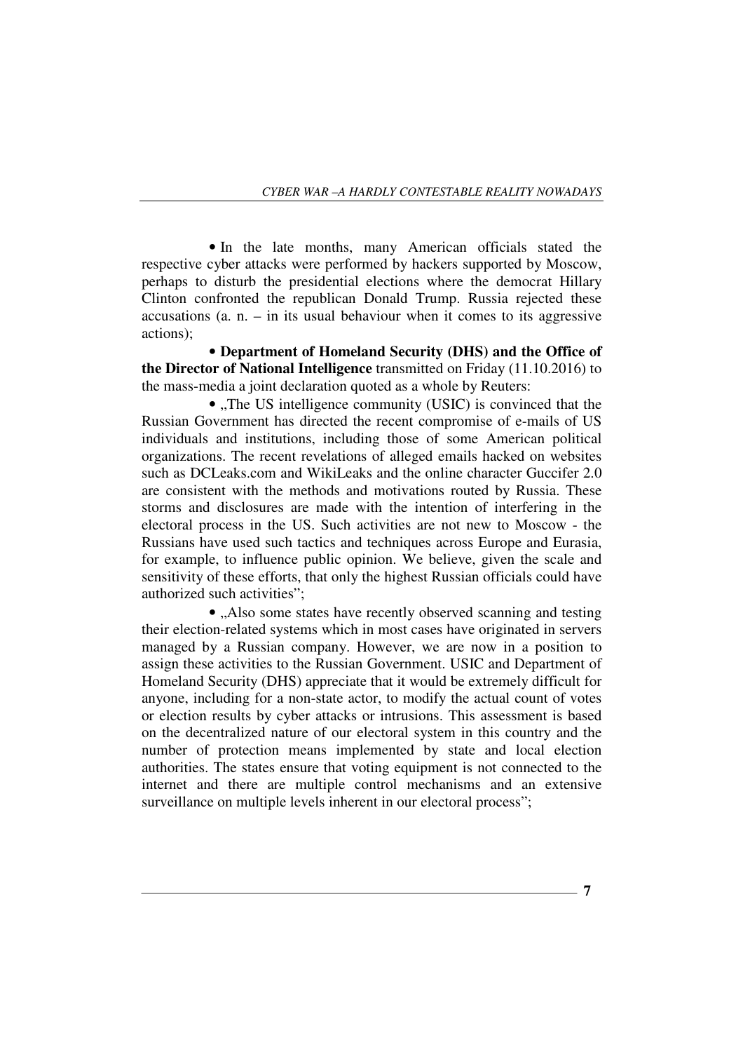• In the late months, many American officials stated the respective cyber attacks were performed by hackers supported by Moscow, perhaps to disturb the presidential elections where the democrat Hillary Clinton confronted the republican Donald Trump. Russia rejected these accusations (a. n. – in its usual behaviour when it comes to its aggressive actions);

• **Department of Homeland Security (DHS) and the Office of the Director of National Intelligence** transmitted on Friday (11.10.2016) to the mass-media a joint declaration quoted as a whole by Reuters:

• „The US intelligence community (USIC) is convinced that the Russian Government has directed the recent compromise of e-mails of US individuals and institutions, including those of some American political organizations. The recent revelations of alleged emails hacked on websites such as DCLeaks.com and WikiLeaks and the online character Guccifer 2.0 are consistent with the methods and motivations routed by Russia. These storms and disclosures are made with the intention of interfering in the electoral process in the US. Such activities are not new to Moscow - the Russians have used such tactics and techniques across Europe and Eurasia, for example, to influence public opinion. We believe, given the scale and sensitivity of these efforts, that only the highest Russian officials could have authorized such activities";

• „Also some states have recently observed scanning and testing their election-related systems which in most cases have originated in servers managed by a Russian company. However, we are now in a position to assign these activities to the Russian Government. USIC and Department of Homeland Security (DHS) appreciate that it would be extremely difficult for anyone, including for a non-state actor, to modify the actual count of votes or election results by cyber attacks or intrusions. This assessment is based on the decentralized nature of our electoral system in this country and the number of protection means implemented by state and local election authorities. The states ensure that voting equipment is not connected to the internet and there are multiple control mechanisms and an extensive surveillance on multiple levels inherent in our electoral process";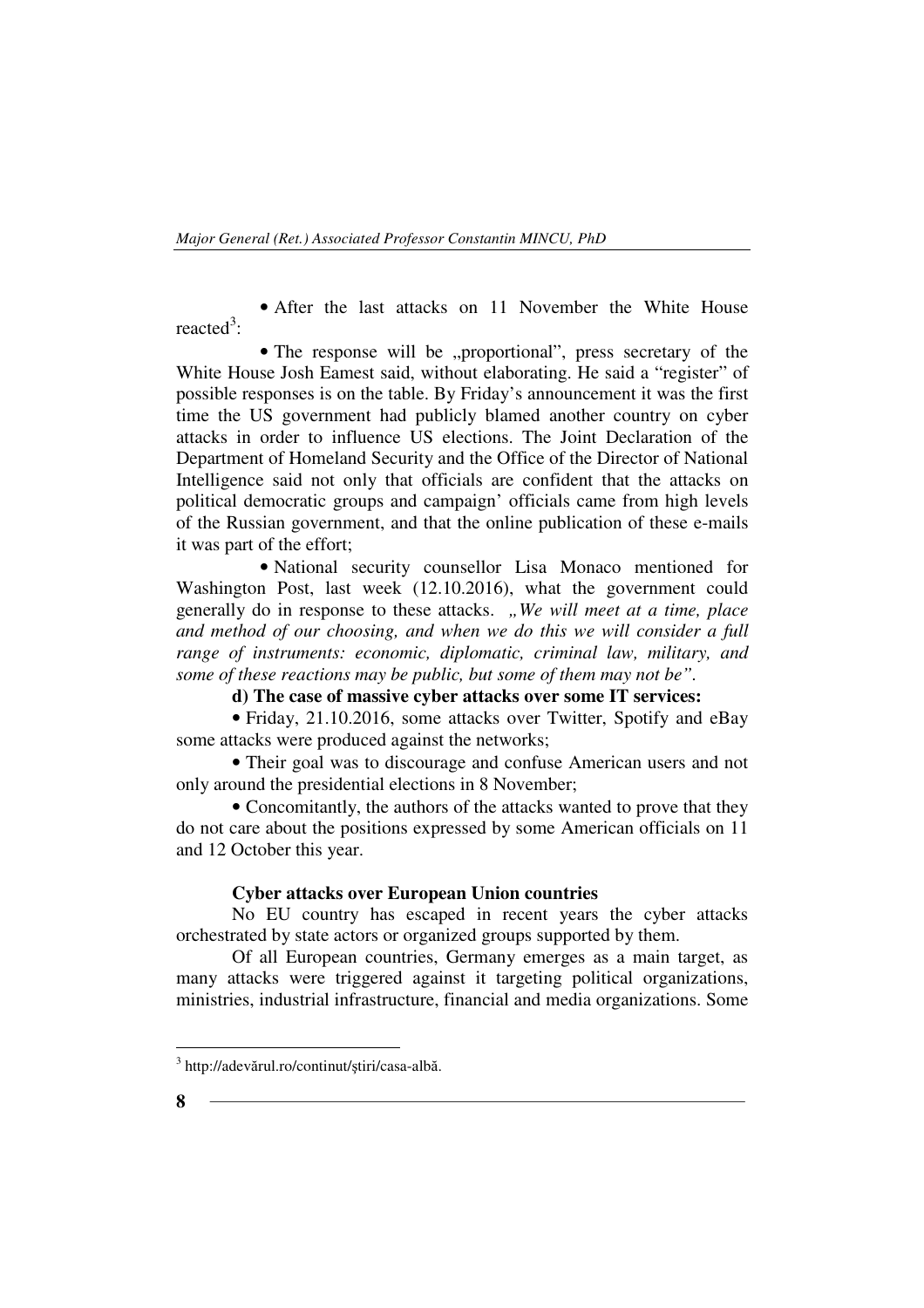• After the last attacks on 11 November the White House reacted[3]:

• The response will be „proportional", press secretary of the White House Josh Eamest said, without elaborating. He said a "register" of possible responses is on the table. By Friday's announcement it was the first time the US government had publicly blamed another country on cyber attacks in order to influence US elections. The Joint Declaration of the Department of Homeland Security and the Office of the Director of National Intelligence said not only that officials are confident that the attacks on political democratic groups and campaign' officials came from high levels of the Russian government, and that the online publication of these e-mails it was part of the effort;

• National security counsellor Lisa Monaco mentioned for Washington Post, last week (12.10.2016), what the government could generally do in response to these attacks. *„We will meet at a time, place and method of our choosing, and when we do this we will consider a full range of instruments: economic, diplomatic, criminal law, military, and some of these reactions may be public, but some of them may not be"*.

**d) The case of massive cyber attacks over some IT services:**

• Friday, 21.10.2016, some attacks over Twitter, Spotify and eBay some attacks were produced against the networks;

• Their goal was to discourage and confuse American users and not only around the presidential elections in 8 November;

• Concomitantly, the authors of the attacks wanted to prove that they do not care about the positions expressed by some American officials on 11 and 12 October this year.

**Cyber attacks over European Union countries**

No EU country has escaped in recent years the cyber attacks orchestrated by state actors or organized groups supported by them.

Of all European countries, Germany emerges as a main target, as many attacks were triggered against it targeting political organizations, ministries, industrial infrastructure, financial and media organizations. Some

---

[3] http://adevărul.ro/continut/știri/casa-albă.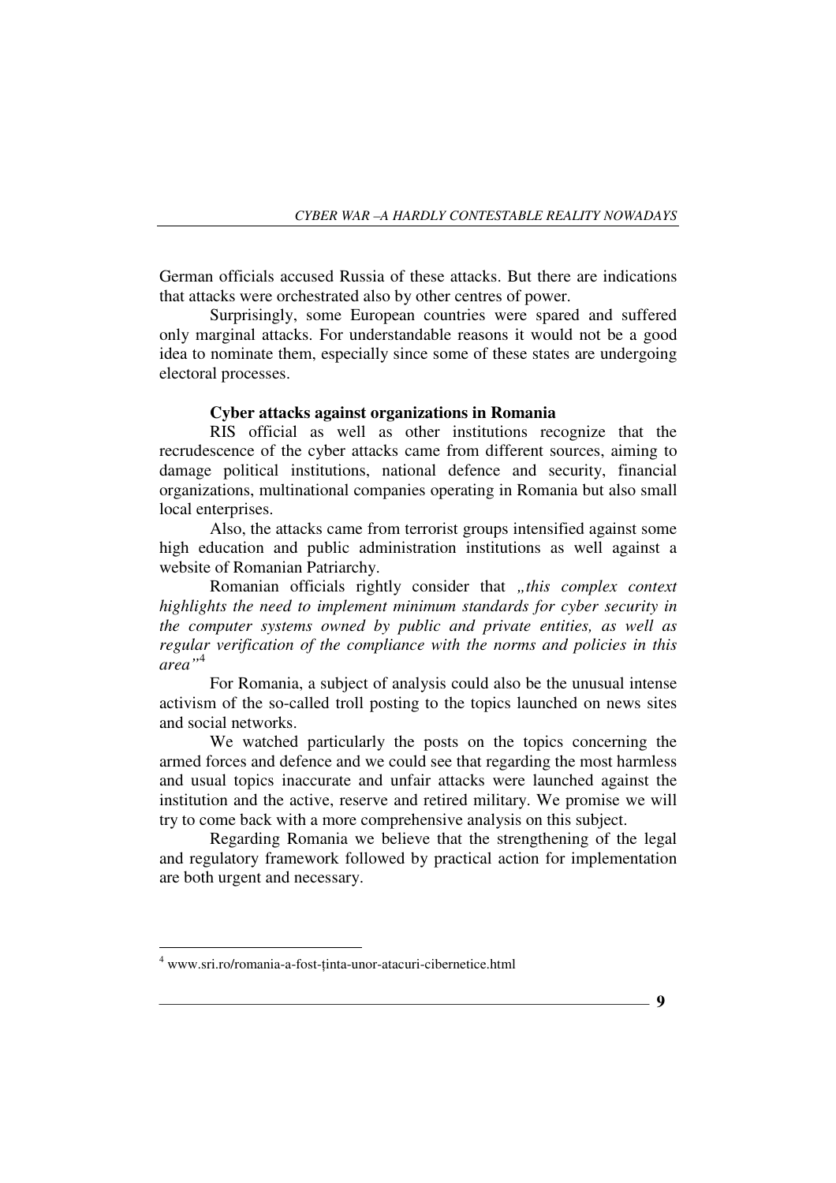German officials accused Russia of these attacks. But there are indications that attacks were orchestrated also by other centres of power.

Surprisingly, some European countries were spared and suffered only marginal attacks. For understandable reasons it would not be a good idea to nominate them, especially since some of these states are undergoing electoral processes.

**Cyber attacks against organizations in Romania**

RIS official as well as other institutions recognize that the recrudescence of the cyber attacks came from different sources, aiming to damage political institutions, national defence and security, financial organizations, multinational companies operating in Romania but also small local enterprises.

Also, the attacks came from terrorist groups intensified against some high education and public administration institutions as well against a website of Romanian Patriarchy.

Romanian officials rightly consider that *„this complex context highlights the need to implement minimum standards for cyber security in the computer systems owned by public and private entities, as well as regular verification of the compliance with the norms and policies in this area"*[4]

For Romania, a subject of analysis could also be the unusual intense activism of the so-called troll posting to the topics launched on news sites and social networks.

We watched particularly the posts on the topics concerning the armed forces and defence and we could see that regarding the most harmless and usual topics inaccurate and unfair attacks were launched against the institution and the active, reserve and retired military. We promise we will try to come back with a more comprehensive analysis on this subject.

Regarding Romania we believe that the strengthening of the legal and regulatory framework followed by practical action for implementation are both urgent and necessary.

---

[4] www.sri.ro/romania-a-fost-ținta-unor-atacuri-cibernetice.html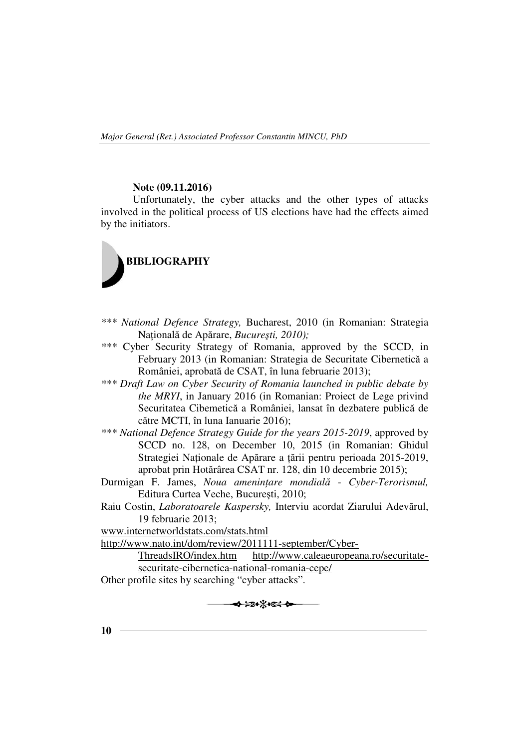**Note (09.11.2016)**

Unfortunately, the cyber attacks and the other types of attacks involved in the political process of US elections have had the effects aimed by the initiators.

## BIBLIOGRAPHY

*** *National Defence Strategy,* Bucharest, 2010 (in Romanian: Strategia Națională de Apărare, *București, 2010);*

*** Cyber Security Strategy of Romania, approved by the SCCD, in February 2013 (in Romanian: Strategia de Securitate Cibernetică a României, aprobată de CSAT, în luna februarie 2013);

*** *Draft Law on Cyber Security of Romania launched in public debate by the MRYI*, in January 2016 (in Romanian: Proiect de Lege privind Securitatea Cibemetică a României, lansat în dezbatere publică de către MCTI, în luna Ianuarie 2016);

*** *National Defence Strategy Guide for the years 2015-2019*, approved by SCCD no. 128, on December 10, 2015 (in Romanian: Ghidul Strategiei Naționale de Apărare a țării pentru perioada 2015-2019, aprobat prin Hotărârea CSAT nr. 128, din 10 decembrie 2015);

Durmigan F. James, *Noua amenințare mondială - Cyber-Terorismul,* Editura Curtea Veche, Bucureşti, 2010;

Raiu Costin, *Laboratoarele Kaspersky,* Interviu acordat Ziarului Adevărul, 19 februarie 2013;

www.internetworldstats.com/stats.html

http://www.nato.int/dom/review/2011111-september/Cyber-ThreadsIRO/index.htm http://www.caleaeuropeana.ro/securitate-securitate-cibernetica-national-romania-cepe/

Other profile sites by searching "cyber attacks".